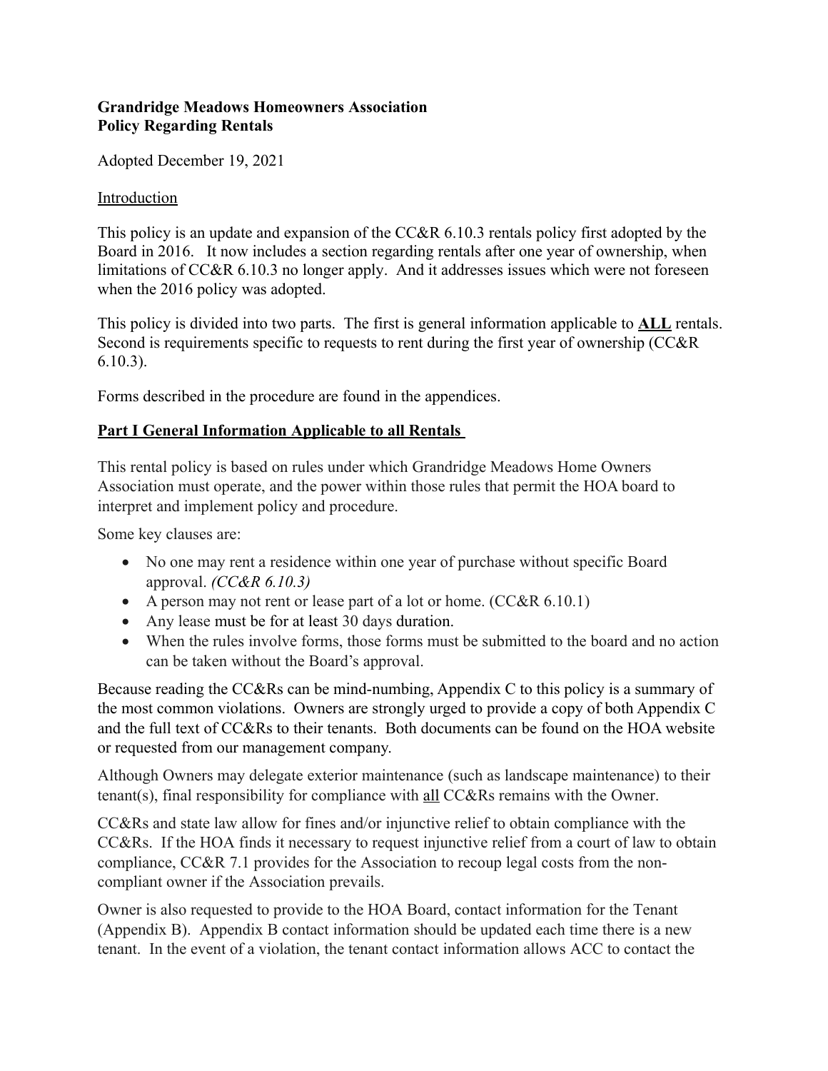**Grandridge Meadows Homeowners Association**
**Policy Regarding Rentals**

Adopted December 19, 2021

Introduction

This policy is an update and expansion of the CC&R 6.10.3 rentals policy first adopted by the Board in 2016. It now includes a section regarding rentals after one year of ownership, when limitations of CC&R 6.10.3 no longer apply. And it addresses issues which were not foreseen when the 2016 policy was adopted.

This policy is divided into two parts. The first is general information applicable to **ALL** rentals. Second is requirements specific to requests to rent during the first year of ownership (CC&R 6.10.3).

Forms described in the procedure are found in the appendices.

## Part I General Information Applicable to all Rentals

This rental policy is based on rules under which Grandridge Meadows Home Owners Association must operate, and the power within those rules that permit the HOA board to interpret and implement policy and procedure.

Some key clauses are:

- No one may rent a residence within one year of purchase without specific Board approval. *(CC&R 6.10.3)*
- A person may not rent or lease part of a lot or home. (CC&R 6.10.1)
- Any lease must be for at least 30 days duration.
- When the rules involve forms, those forms must be submitted to the board and no action can be taken without the Board's approval.

Because reading the CC&Rs can be mind-numbing, Appendix C to this policy is a summary of the most common violations. Owners are strongly urged to provide a copy of both Appendix C and the full text of CC&Rs to their tenants. Both documents can be found on the HOA website or requested from our management company.

Although Owners may delegate exterior maintenance (such as landscape maintenance) to their tenant(s), final responsibility for compliance with all CC&Rs remains with the Owner.

CC&Rs and state law allow for fines and/or injunctive relief to obtain compliance with the CC&Rs. If the HOA finds it necessary to request injunctive relief from a court of law to obtain compliance, CC&R 7.1 provides for the Association to recoup legal costs from the non-compliant owner if the Association prevails.

Owner is also requested to provide to the HOA Board, contact information for the Tenant (Appendix B). Appendix B contact information should be updated each time there is a new tenant. In the event of a violation, the tenant contact information allows ACC to contact the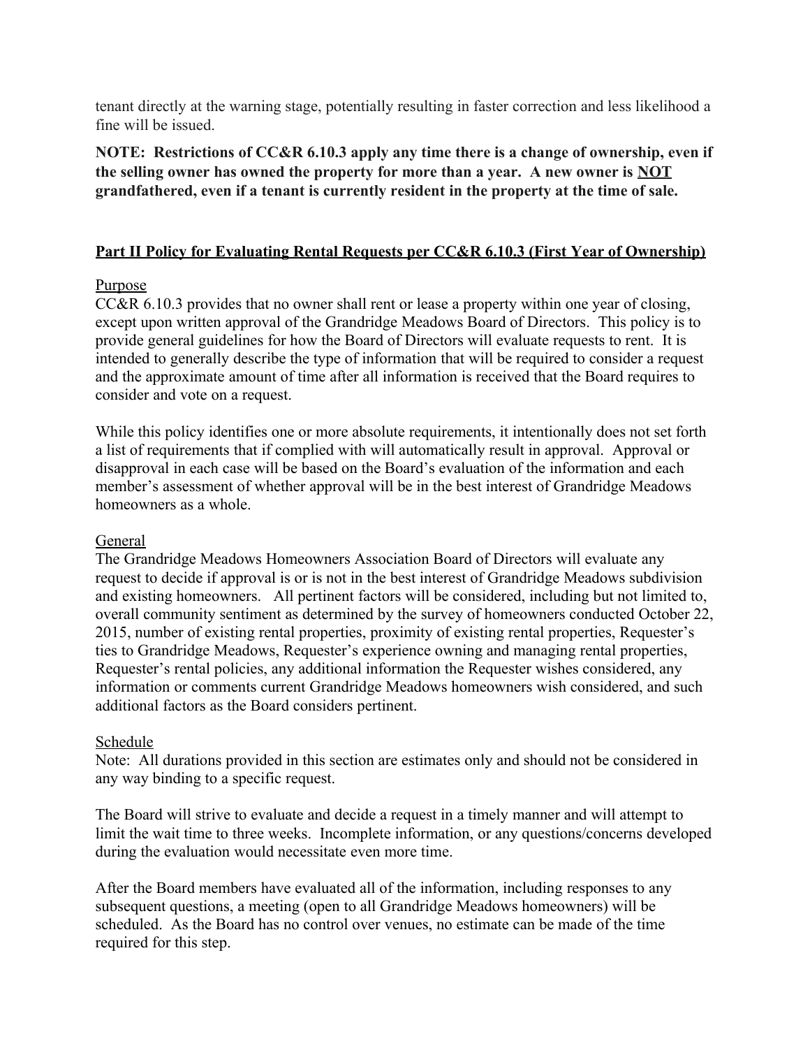tenant directly at the warning stage, potentially resulting in faster correction and less likelihood a fine will be issued.

**NOTE: Restrictions of CC&R 6.10.3 apply any time there is a change of ownership, even if the selling owner has owned the property for more than a year. A new owner is NOT grandfathered, even if a tenant is currently resident in the property at the time of sale.**

## Part II Policy for Evaluating Rental Requests per CC&R 6.10.3 (First Year of Ownership)

### Purpose

CC&R 6.10.3 provides that no owner shall rent or lease a property within one year of closing, except upon written approval of the Grandridge Meadows Board of Directors. This policy is to provide general guidelines for how the Board of Directors will evaluate requests to rent. It is intended to generally describe the type of information that will be required to consider a request and the approximate amount of time after all information is received that the Board requires to consider and vote on a request.

While this policy identifies one or more absolute requirements, it intentionally does not set forth a list of requirements that if complied with will automatically result in approval. Approval or disapproval in each case will be based on the Board's evaluation of the information and each member's assessment of whether approval will be in the best interest of Grandridge Meadows homeowners as a whole.

### General

The Grandridge Meadows Homeowners Association Board of Directors will evaluate any request to decide if approval is or is not in the best interest of Grandridge Meadows subdivision and existing homeowners. All pertinent factors will be considered, including but not limited to, overall community sentiment as determined by the survey of homeowners conducted October 22, 2015, number of existing rental properties, proximity of existing rental properties, Requester's ties to Grandridge Meadows, Requester's experience owning and managing rental properties, Requester's rental policies, any additional information the Requester wishes considered, any information or comments current Grandridge Meadows homeowners wish considered, and such additional factors as the Board considers pertinent.

### Schedule

Note: All durations provided in this section are estimates only and should not be considered in any way binding to a specific request.

The Board will strive to evaluate and decide a request in a timely manner and will attempt to limit the wait time to three weeks. Incomplete information, or any questions/concerns developed during the evaluation would necessitate even more time.

After the Board members have evaluated all of the information, including responses to any subsequent questions, a meeting (open to all Grandridge Meadows homeowners) will be scheduled. As the Board has no control over venues, no estimate can be made of the time required for this step.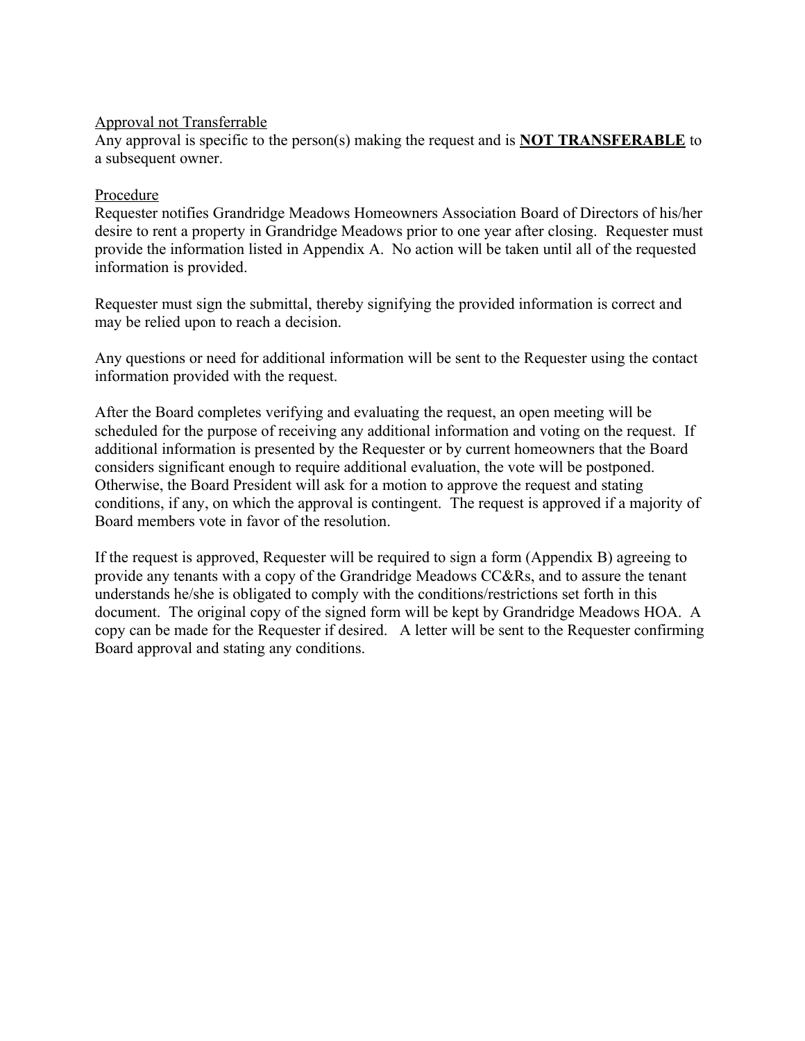Approval not Transferrable

Any approval is specific to the person(s) making the request and is **NOT TRANSFERABLE** to a subsequent owner.

Procedure

Requester notifies Grandridge Meadows Homeowners Association Board of Directors of his/her desire to rent a property in Grandridge Meadows prior to one year after closing. Requester must provide the information listed in Appendix A. No action will be taken until all of the requested information is provided.

Requester must sign the submittal, thereby signifying the provided information is correct and may be relied upon to reach a decision.

Any questions or need for additional information will be sent to the Requester using the contact information provided with the request.

After the Board completes verifying and evaluating the request, an open meeting will be scheduled for the purpose of receiving any additional information and voting on the request. If additional information is presented by the Requester or by current homeowners that the Board considers significant enough to require additional evaluation, the vote will be postponed. Otherwise, the Board President will ask for a motion to approve the request and stating conditions, if any, on which the approval is contingent. The request is approved if a majority of Board members vote in favor of the resolution.

If the request is approved, Requester will be required to sign a form (Appendix B) agreeing to provide any tenants with a copy of the Grandridge Meadows CC&Rs, and to assure the tenant understands he/she is obligated to comply with the conditions/restrictions set forth in this document. The original copy of the signed form will be kept by Grandridge Meadows HOA. A copy can be made for the Requester if desired. A letter will be sent to the Requester confirming Board approval and stating any conditions.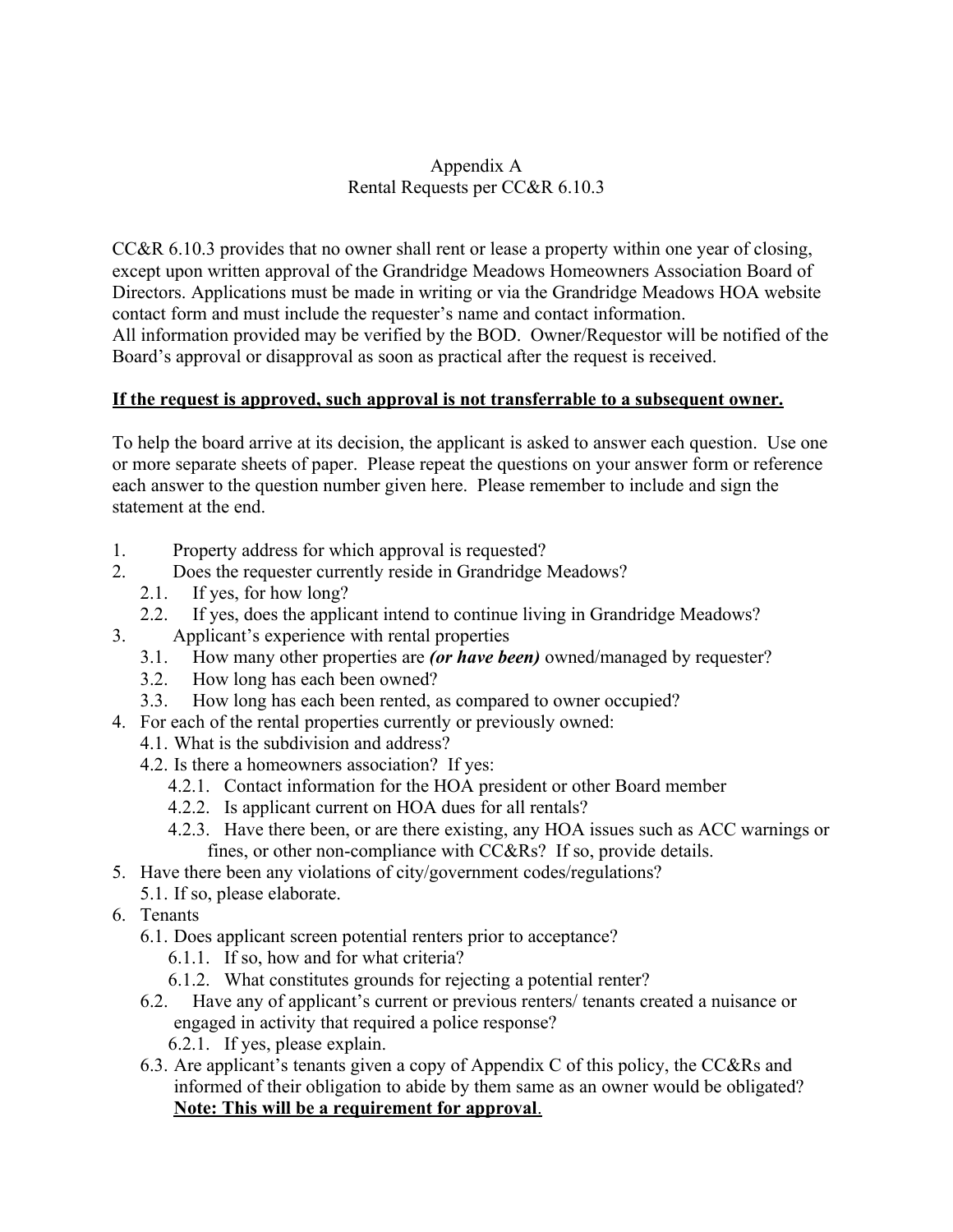# Appendix A
## Rental Requests per CC&R 6.10.3

CC&R 6.10.3 provides that no owner shall rent or lease a property within one year of closing, except upon written approval of the Grandridge Meadows Homeowners Association Board of Directors. Applications must be made in writing or via the Grandridge Meadows HOA website contact form and must include the requester's name and contact information.
All information provided may be verified by the BOD. Owner/Requestor will be notified of the Board's approval or disapproval as soon as practical after the request is received.

**<u>If the request is approved, such approval is not transferrable to a subsequent owner.</u>**

To help the board arrive at its decision, the applicant is asked to answer each question. Use one or more separate sheets of paper. Please repeat the questions on your answer form or reference each answer to the question number given here. Please remember to include and sign the statement at the end.

1. Property address for which approval is requested?
2. Does the requester currently reside in Grandridge Meadows?
    - 2.1. If yes, for how long?
    - 2.2. If yes, does the applicant intend to continue living in Grandridge Meadows?
3. Applicant's experience with rental properties
    - 3.1. How many other properties are ***(or have been)*** owned/managed by requester?
    - 3.2. How long has each been owned?
    - 3.3. How long has each been rented, as compared to owner occupied?
4. For each of the rental properties currently or previously owned:
    - 4.1. What is the subdivision and address?
    - 4.2. Is there a homeowners association? If yes:
        - 4.2.1. Contact information for the HOA president or other Board member
        - 4.2.2. Is applicant current on HOA dues for all rentals?
        - 4.2.3. Have there been, or are there existing, any HOA issues such as ACC warnings or fines, or other non-compliance with CC&Rs? If so, provide details.
5. Have there been any violations of city/government codes/regulations?
    - 5.1. If so, please elaborate.
6. Tenants
    - 6.1. Does applicant screen potential renters prior to acceptance?
        - 6.1.1. If so, how and for what criteria?
        - 6.1.2. What constitutes grounds for rejecting a potential renter?
    - 6.2. Have any of applicant's current or previous renters/ tenants created a nuisance or engaged in activity that required a police response?
        - 6.2.1. If yes, please explain.
    - 6.3. Are applicant's tenants given a copy of Appendix C of this policy, the CC&Rs and informed of their obligation to abide by them same as an owner would be obligated? **<u>Note: This will be a requirement for approval</u>**.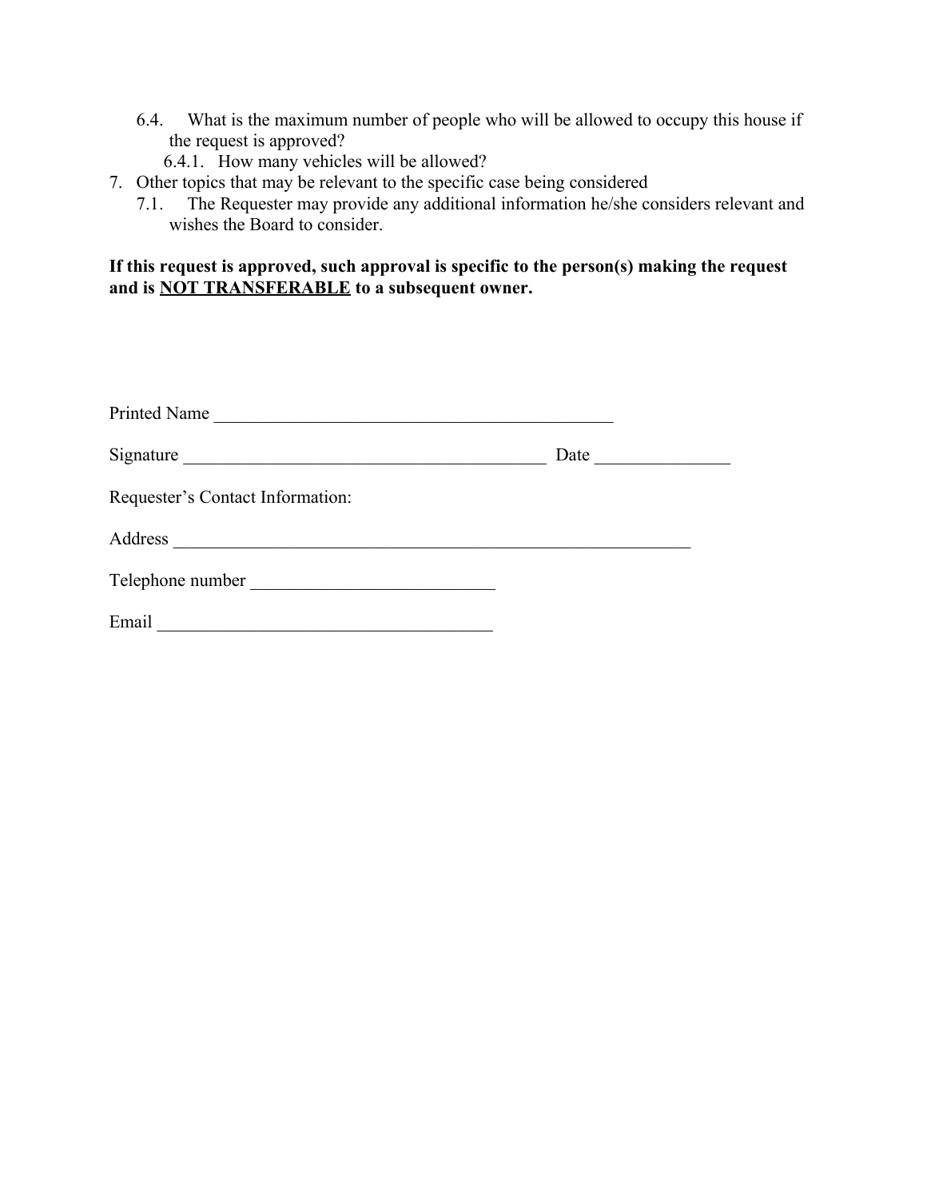6.4. What is the maximum number of people who will be allowed to occupy this house if the request is approved?

6.4.1. How many vehicles will be allowed?

7. Other topics that may be relevant to the specific case being considered

7.1. The Requester may provide any additional information he/she considers relevant and wishes the Board to consider.

**If this request is approved, such approval is specific to the person(s) making the request and is <u>NOT TRANSFERABLE</u> to a subsequent owner.**

Printed Name _______________________________________________

Signature _________________________________________ Date _______________

Requester's Contact Information:

Address ____________________________________________________________

Telephone number ___________________________

Email _____________________________________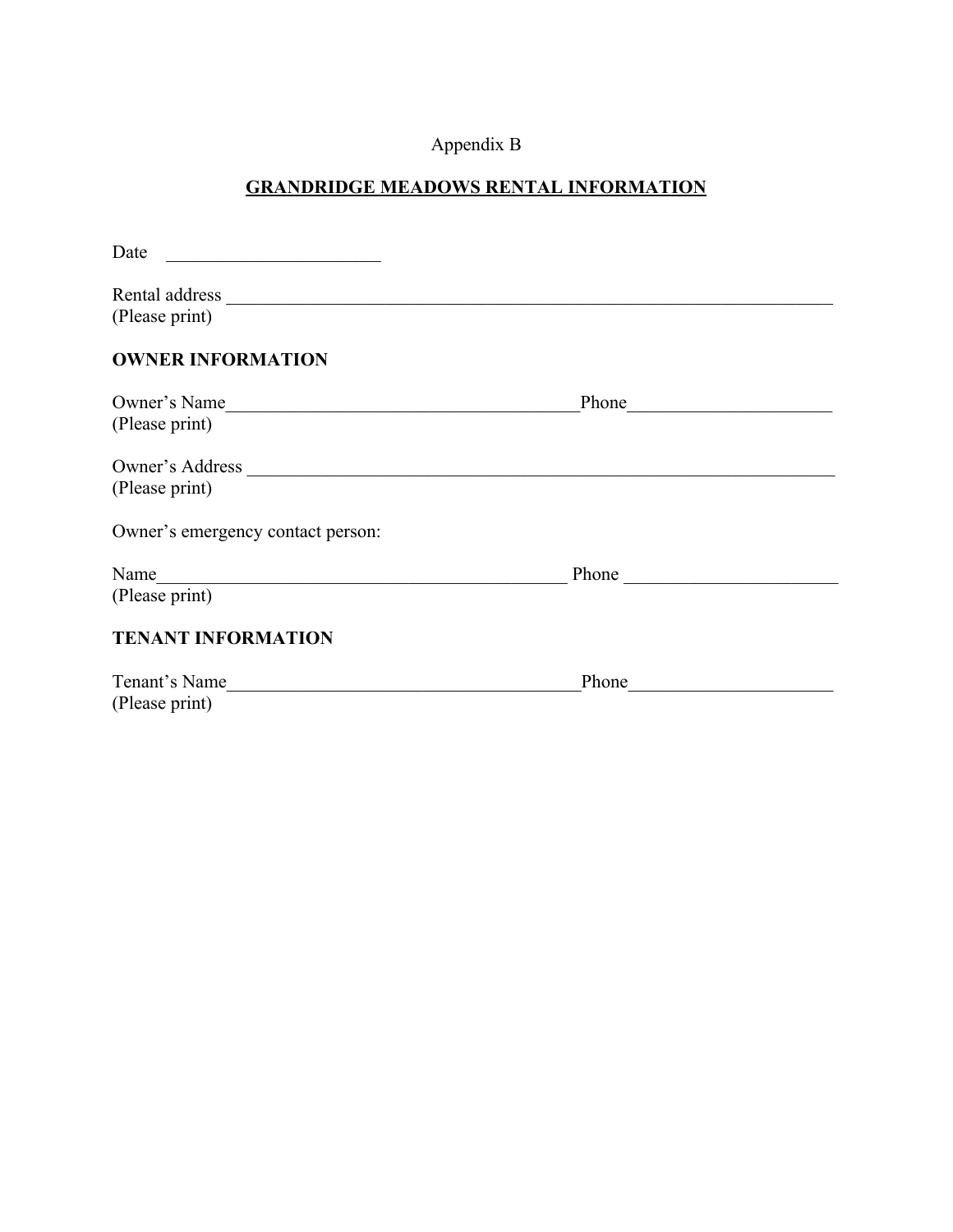Appendix B

# GRANDRIDGE MEADOWS RENTAL INFORMATION

Date ________________________

Rental address ______________________________________________________________________
(Please print)

**OWNER INFORMATION**

Owner's Name________________________________________Phone______________________
(Please print)

Owner's Address ____________________________________________________________________
(Please print)

Owner's emergency contact person:

Name______________________________________________ Phone _______________________
(Please print)

**TENANT INFORMATION**

Tenant's Name_______________________________________Phone______________________
(Please print)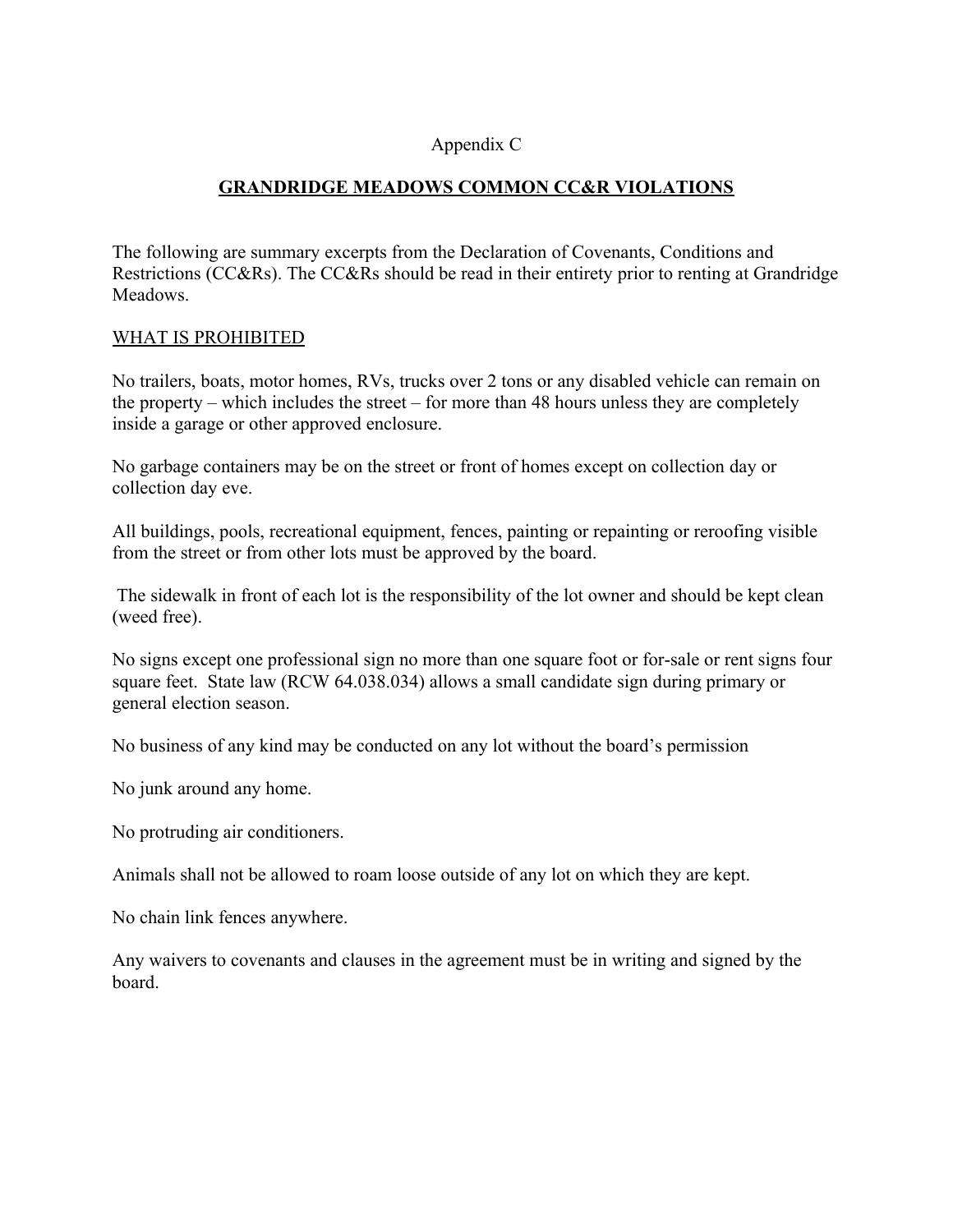Appendix C

## GRANDRIDGE MEADOWS COMMON CC&R VIOLATIONS

The following are summary excerpts from the Declaration of Covenants, Conditions and Restrictions (CC&Rs). The CC&Rs should be read in their entirety prior to renting at Grandridge Meadows.

WHAT IS PROHIBITED

No trailers, boats, motor homes, RVs, trucks over 2 tons or any disabled vehicle can remain on the property – which includes the street – for more than 48 hours unless they are completely inside a garage or other approved enclosure.

No garbage containers may be on the street or front of homes except on collection day or collection day eve.

All buildings, pools, recreational equipment, fences, painting or repainting or reroofing visible from the street or from other lots must be approved by the board.

The sidewalk in front of each lot is the responsibility of the lot owner and should be kept clean (weed free).

No signs except one professional sign no more than one square foot or for-sale or rent signs four square feet. State law (RCW 64.038.034) allows a small candidate sign during primary or general election season.

No business of any kind may be conducted on any lot without the board's permission

No junk around any home.

No protruding air conditioners.

Animals shall not be allowed to roam loose outside of any lot on which they are kept.

No chain link fences anywhere.

Any waivers to covenants and clauses in the agreement must be in writing and signed by the board.